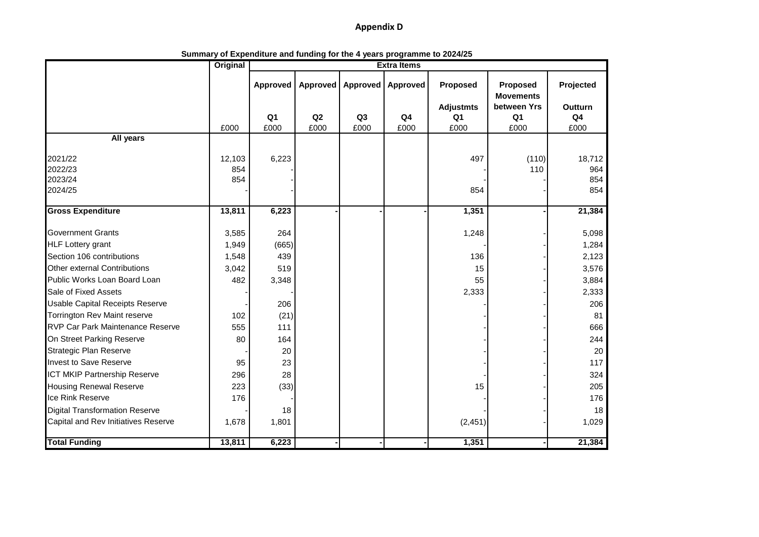# Appendix D

**Summary of Expenditure and funding for the 4 years programme to 2024/25**

| | Original | Extra Items | | | | | | |
|---|---|---|---|---|---|---|---|---|
| | | Approved | Approved | Approved | Approved | Proposed | Proposed Movements | Projected |
| | | Q1 | Q2 | Q3 | Q4 | Adjustmts Q1 | between Yrs Q1 | Outturn Q4 |
| | £000 | £000 | £000 | £000 | £000 | £000 | £000 | £000 |
| **All years** | | | | | | | | |
| 2021/22 | 12,103 | 6,223 | | | | 497 | (110) | 18,712 |
| 2022/23 | 854 | - | | | | - | 110 | 964 |
| 2023/24 | 854 | - | | | | - | - | 854 |
| 2024/25 | - | - | | | | 854 | - | 854 |
| **Gross Expenditure** | **13,811** | **6,223** | **-** | **-** | **-** | **1,351** | **-** | **21,384** |
| Government Grants | 3,585 | 264 | | | | 1,248 | - | 5,098 |
| HLF Lottery grant | 1,949 | (665) | | | | - | - | 1,284 |
| Section 106 contributions | 1,548 | 439 | | | | 136 | - | 2,123 |
| Other external Contributions | 3,042 | 519 | | | | 15 | - | 3,576 |
| Public Works Loan Board Loan | 482 | 3,348 | | | | 55 | - | 3,884 |
| Sale of Fixed Assets | - | - | | | | 2,333 | - | 2,333 |
| Usable Capital Receipts Reserve | - | 206 | | | | - | - | 206 |
| Torrington Rev Maint reserve | 102 | (21) | | | | - | - | 81 |
| RVP Car Park Maintenance Reserve | 555 | 111 | | | | - | - | 666 |
| On Street Parking Reserve | 80 | 164 | | | | - | - | 244 |
| Strategic Plan Reserve | - | 20 | | | | - | - | 20 |
| Invest to Save Reserve | 95 | 23 | | | | - | - | 117 |
| ICT MKIP Partnership Reserve | 296 | 28 | | | | - | - | 324 |
| Housing Renewal Reserve | 223 | (33) | | | | 15 | - | 205 |
| Ice Rink Reserve | 176 | - | | | | - | - | 176 |
| Digital Transformation Reserve | - | 18 | | | | - | - | 18 |
| Capital and Rev Initiatives Reserve | 1,678 | 1,801 | | | | (2,451) | - | 1,029 |
| **Total Funding** | **13,811** | **6,223** | **-** | **-** | **-** | **1,351** | **-** | **21,384** |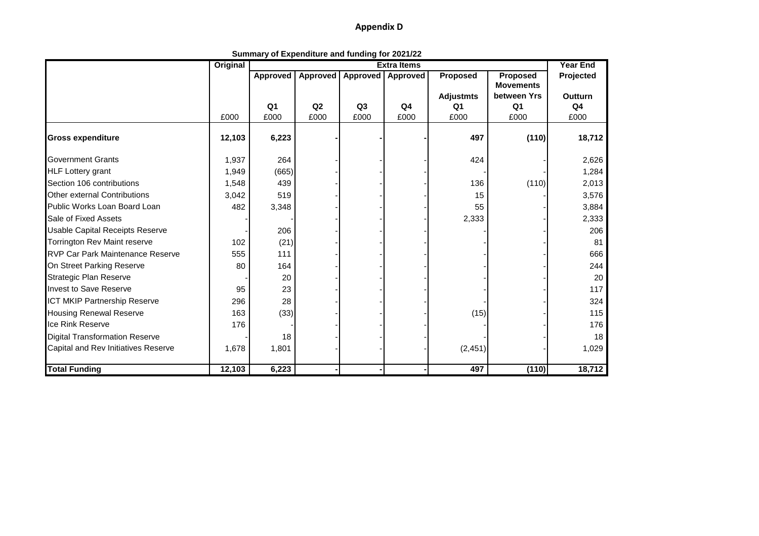## Appendix D

**Summary of Expenditure and funding for 2021/22**

| | Original | Extra Items | | | | | | Year End |
|---|---|---|---|---|---|---|---|---|
| | | Approved | Approved | Approved | Approved | Proposed | Proposed Movements | Projected |
| | | | | | | Adjustmts | between Yrs | Outturn |
| | | Q1 | Q2 | Q3 | Q4 | Q1 | Q1 | Q4 |
| | £000 | £000 | £000 | £000 | £000 | £000 | £000 | £000 |
| **Gross expenditure** | **12,103** | **6,223** | **-** | **-** | **-** | **497** | **(110)** | **18,712** |
| Government Grants | 1,937 | 264 | - | - | - | 424 | - | 2,626 |
| HLF Lottery grant | 1,949 | (665) | - | - | - | - | - | 1,284 |
| Section 106 contributions | 1,548 | 439 | - | - | - | 136 | (110) | 2,013 |
| Other external Contributions | 3,042 | 519 | - | - | - | 15 | - | 3,576 |
| Public Works Loan Board Loan | 482 | 3,348 | - | - | - | 55 | - | 3,884 |
| Sale of Fixed Assets | - | - | - | - | - | 2,333 | - | 2,333 |
| Usable Capital Receipts Reserve | - | 206 | - | - | - | - | - | 206 |
| Torrington Rev Maint reserve | 102 | (21) | - | - | - | - | - | 81 |
| RVP Car Park Maintenance Reserve | 555 | 111 | - | - | - | - | - | 666 |
| On Street Parking Reserve | 80 | 164 | - | - | - | - | - | 244 |
| Strategic Plan Reserve | - | 20 | - | - | - | - | - | 20 |
| Invest to Save Reserve | 95 | 23 | - | - | - | - | - | 117 |
| ICT MKIP Partnership Reserve | 296 | 28 | - | - | - | - | - | 324 |
| Housing Renewal Reserve | 163 | (33) | - | - | - | (15) | - | 115 |
| Ice Rink Reserve | 176 | - | - | - | - | - | - | 176 |
| Digital Transformation Reserve | - | 18 | - | - | - | - | - | 18 |
| Capital and Rev Initiatives Reserve | 1,678 | 1,801 | - | - | - | (2,451) | - | 1,029 |
| **Total Funding** | **12,103** | **6,223** | **-** | **-** | **-** | **497** | **(110)** | **18,712** |